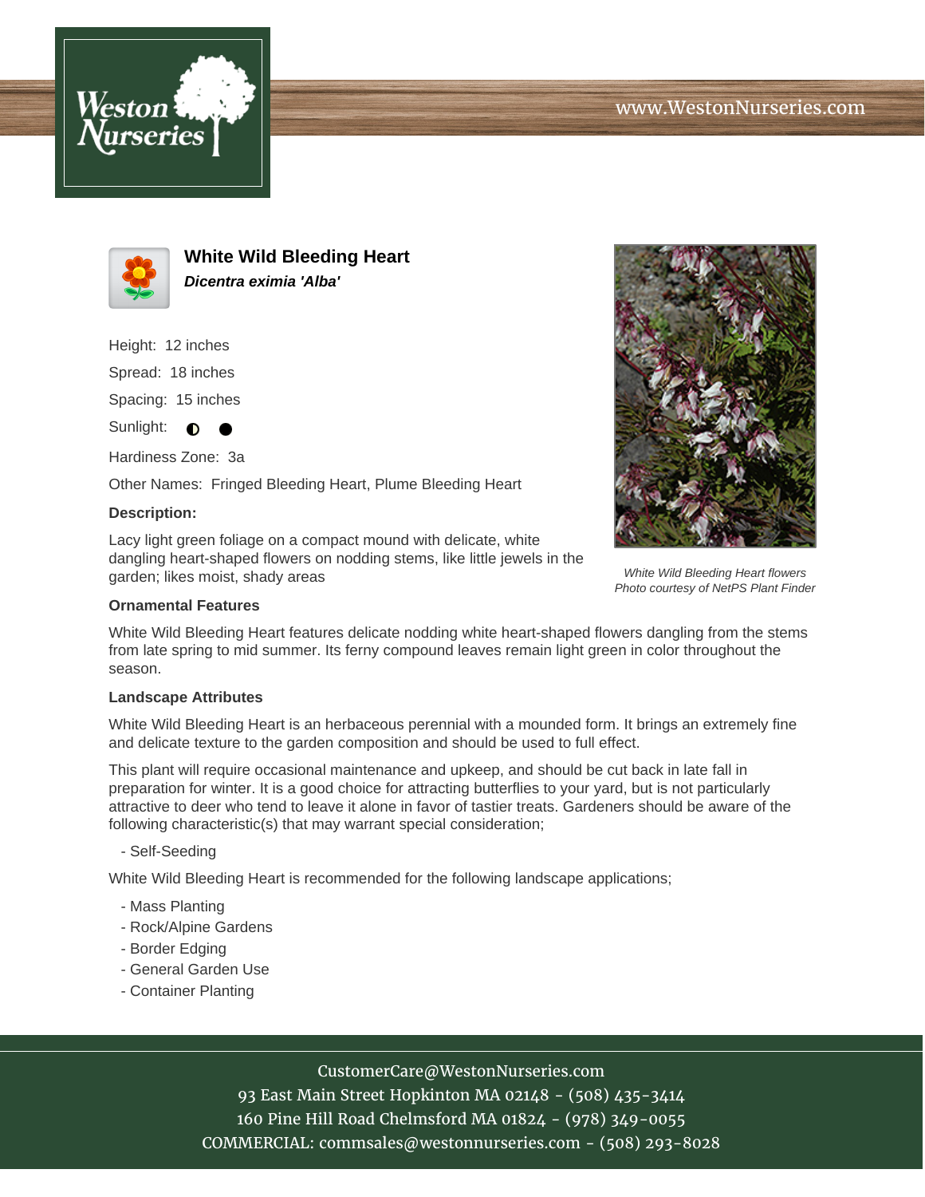# White Wild Bleeding Heart

***Dicentra eximia 'Alba'***

Height: 12 inches

Spread: 18 inches

Spacing: 15 inches

Sunlight: ◐ ●

Hardiness Zone: 3a

Other Names: Fringed Bleeding Heart, Plume Bleeding Heart

**Description:**

Lacy light green foliage on a compact mound with delicate, white dangling heart-shaped flowers on nodding stems, like little jewels in the garden; likes moist, shady areas

*White Wild Bleeding Heart flowers*
*Photo courtesy of NetPS Plant Finder*

### Ornamental Features

White Wild Bleeding Heart features delicate nodding white heart-shaped flowers dangling from the stems from late spring to mid summer. Its ferny compound leaves remain light green in color throughout the season.

### Landscape Attributes

White Wild Bleeding Heart is an herbaceous perennial with a mounded form. It brings an extremely fine and delicate texture to the garden composition and should be used to full effect.

This plant will require occasional maintenance and upkeep, and should be cut back in late fall in preparation for winter. It is a good choice for attracting butterflies to your yard, but is not particularly attractive to deer who tend to leave it alone in favor of tastier treats. Gardeners should be aware of the following characteristic(s) that may warrant special consideration;

- Self-Seeding

White Wild Bleeding Heart is recommended for the following landscape applications;

- Mass Planting
- Rock/Alpine Gardens
- Border Edging
- General Garden Use
- Container Planting

CustomerCare@WestonNurseries.com
93 East Main Street Hopkinton MA 02148 - (508) 435-3414
160 Pine Hill Road Chelmsford MA 01824 - (978) 349-0055
COMMERCIAL: commsales@westonnurseries.com - (508) 293-8028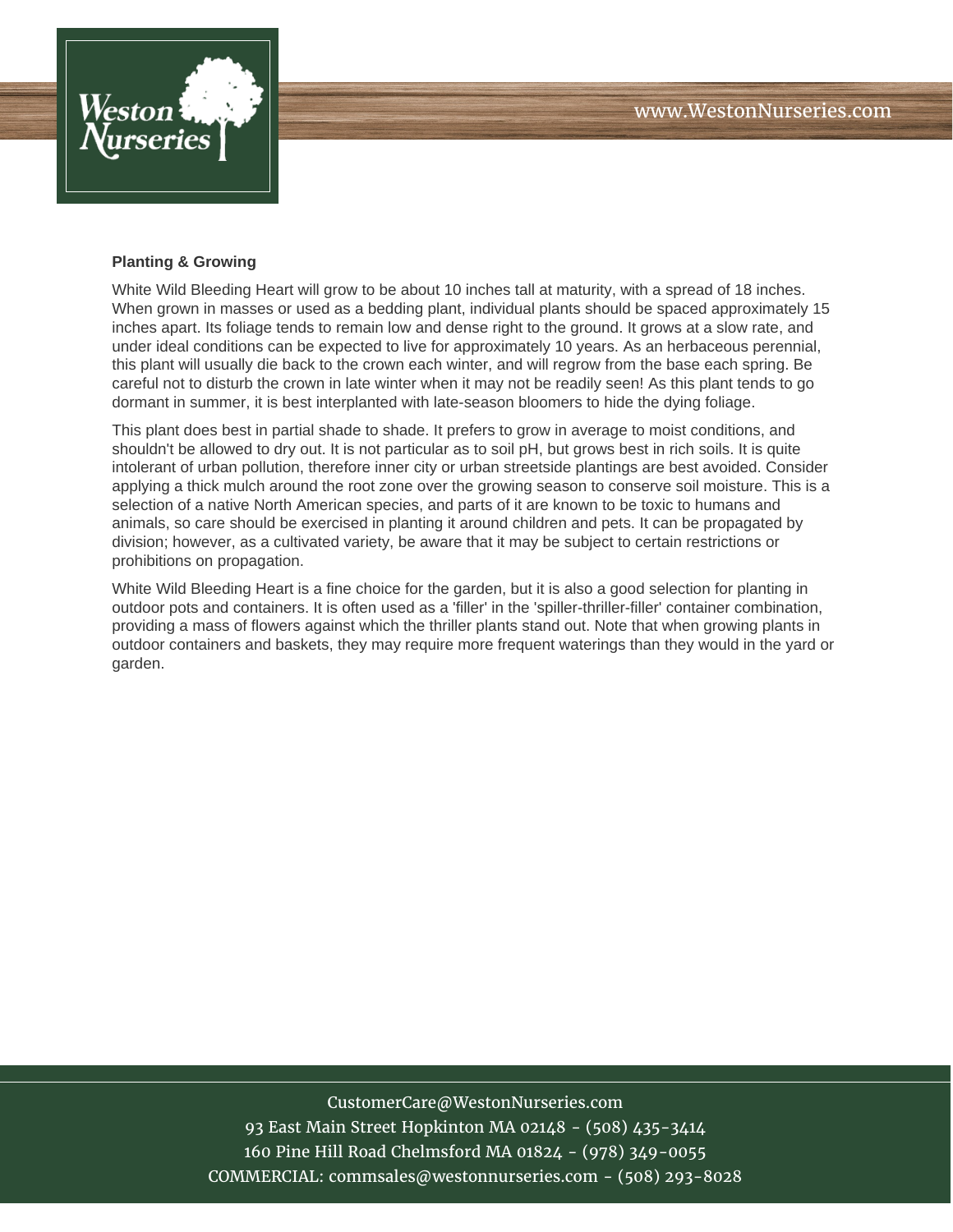**Planting & Growing**

White Wild Bleeding Heart will grow to be about 10 inches tall at maturity, with a spread of 18 inches. When grown in masses or used as a bedding plant, individual plants should be spaced approximately 15 inches apart. Its foliage tends to remain low and dense right to the ground. It grows at a slow rate, and under ideal conditions can be expected to live for approximately 10 years. As an herbaceous perennial, this plant will usually die back to the crown each winter, and will regrow from the base each spring. Be careful not to disturb the crown in late winter when it may not be readily seen! As this plant tends to go dormant in summer, it is best interplanted with late-season bloomers to hide the dying foliage.

This plant does best in partial shade to shade. It prefers to grow in average to moist conditions, and shouldn't be allowed to dry out. It is not particular as to soil pH, but grows best in rich soils. It is quite intolerant of urban pollution, therefore inner city or urban streetside plantings are best avoided. Consider applying a thick mulch around the root zone over the growing season to conserve soil moisture. This is a selection of a native North American species, and parts of it are known to be toxic to humans and animals, so care should be exercised in planting it around children and pets. It can be propagated by division; however, as a cultivated variety, be aware that it may be subject to certain restrictions or prohibitions on propagation.

White Wild Bleeding Heart is a fine choice for the garden, but it is also a good selection for planting in outdoor pots and containers. It is often used as a 'filler' in the 'spiller-thriller-filler' container combination, providing a mass of flowers against which the thriller plants stand out. Note that when growing plants in outdoor containers and baskets, they may require more frequent waterings than they would in the yard or garden.